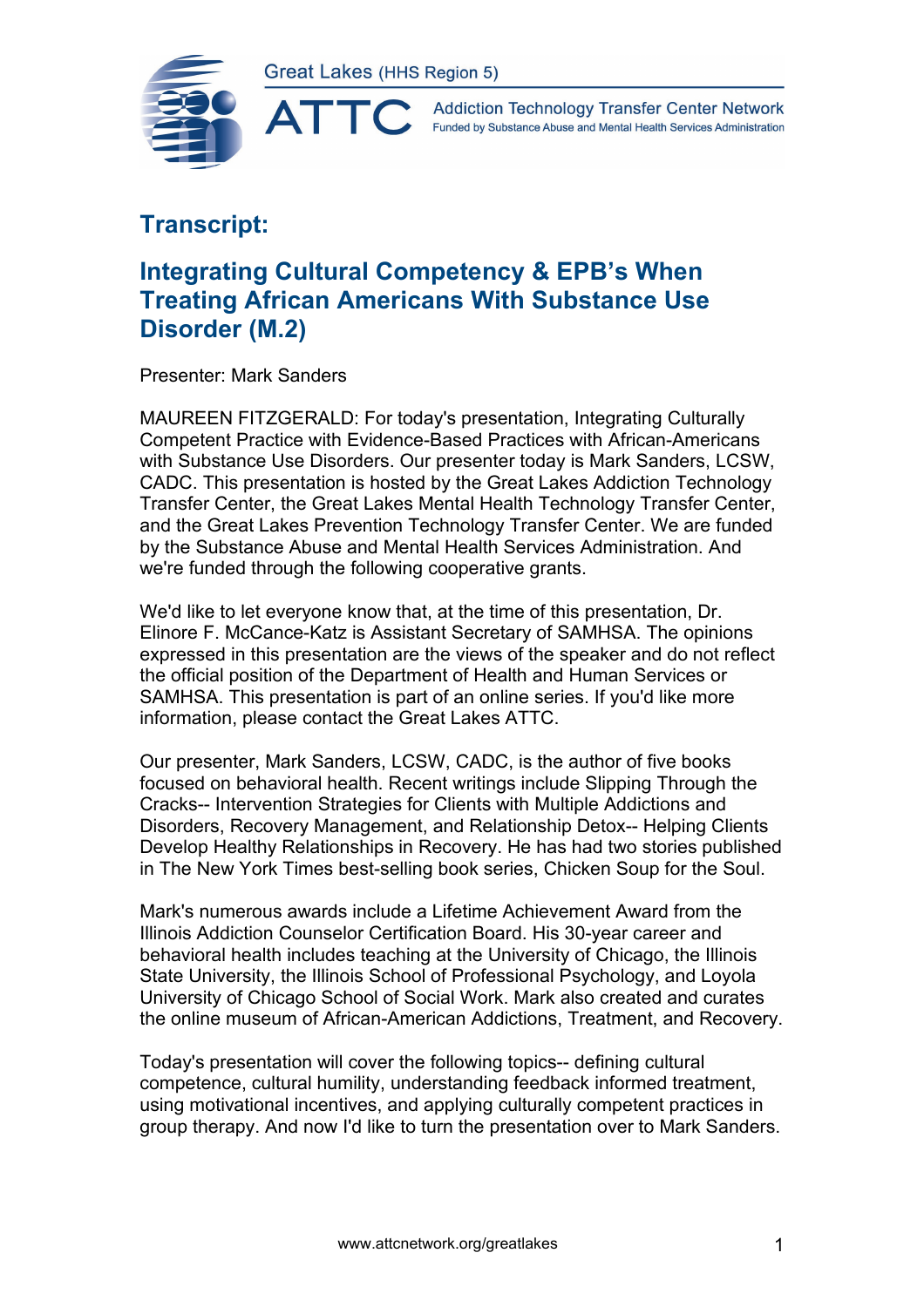Great Lakes (HHS Region 5)

ATTC Addiction Technology Transfer Center Network
Funded by Substance Abuse and Mental Health Services Administration

# Transcript:

## Integrating Cultural Competency & EPB's When Treating African Americans With Substance Use Disorder (M.2)

Presenter: Mark Sanders

MAUREEN FITZGERALD: For today's presentation, Integrating Culturally Competent Practice with Evidence-Based Practices with African-Americans with Substance Use Disorders. Our presenter today is Mark Sanders, LCSW, CADC. This presentation is hosted by the Great Lakes Addiction Technology Transfer Center, the Great Lakes Mental Health Technology Transfer Center, and the Great Lakes Prevention Technology Transfer Center. We are funded by the Substance Abuse and Mental Health Services Administration. And we're funded through the following cooperative grants.

We'd like to let everyone know that, at the time of this presentation, Dr. Elinore F. McCance-Katz is Assistant Secretary of SAMHSA. The opinions expressed in this presentation are the views of the speaker and do not reflect the official position of the Department of Health and Human Services or SAMHSA. This presentation is part of an online series. If you'd like more information, please contact the Great Lakes ATTC.

Our presenter, Mark Sanders, LCSW, CADC, is the author of five books focused on behavioral health. Recent writings include Slipping Through the Cracks-- Intervention Strategies for Clients with Multiple Addictions and Disorders, Recovery Management, and Relationship Detox-- Helping Clients Develop Healthy Relationships in Recovery. He has had two stories published in The New York Times best-selling book series, Chicken Soup for the Soul.

Mark's numerous awards include a Lifetime Achievement Award from the Illinois Addiction Counselor Certification Board. His 30-year career and behavioral health includes teaching at the University of Chicago, the Illinois State University, the Illinois School of Professional Psychology, and Loyola University of Chicago School of Social Work. Mark also created and curates the online museum of African-American Addictions, Treatment, and Recovery.

Today's presentation will cover the following topics-- defining cultural competence, cultural humility, understanding feedback informed treatment, using motivational incentives, and applying culturally competent practices in group therapy. And now I'd like to turn the presentation over to Mark Sanders.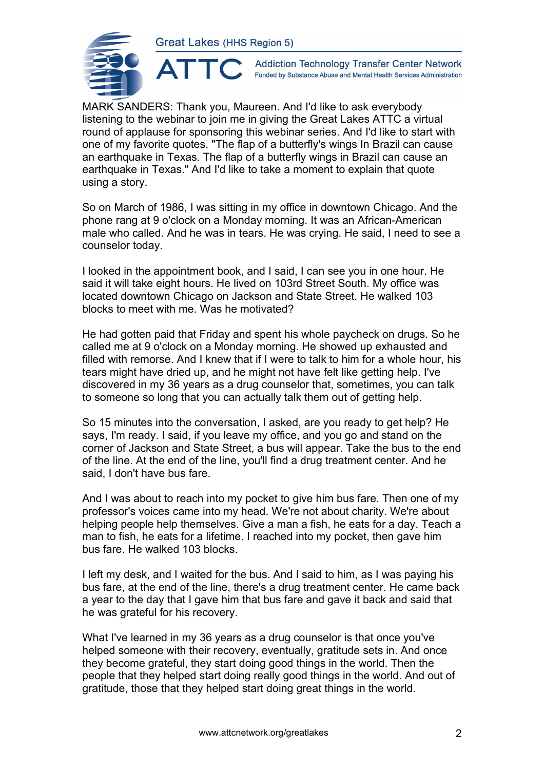MARK SANDERS: Thank you, Maureen. And I'd like to ask everybody listening to the webinar to join me in giving the Great Lakes ATTC a virtual round of applause for sponsoring this webinar series. And I'd like to start with one of my favorite quotes. "The flap of a butterfly's wings In Brazil can cause an earthquake in Texas. The flap of a butterfly wings in Brazil can cause an earthquake in Texas." And I'd like to take a moment to explain that quote using a story.

So on March of 1986, I was sitting in my office in downtown Chicago. And the phone rang at 9 o'clock on a Monday morning. It was an African-American male who called. And he was in tears. He was crying. He said, I need to see a counselor today.

I looked in the appointment book, and I said, I can see you in one hour. He said it will take eight hours. He lived on 103rd Street South. My office was located downtown Chicago on Jackson and State Street. He walked 103 blocks to meet with me. Was he motivated?

He had gotten paid that Friday and spent his whole paycheck on drugs. So he called me at 9 o'clock on a Monday morning. He showed up exhausted and filled with remorse. And I knew that if I were to talk to him for a whole hour, his tears might have dried up, and he might not have felt like getting help. I've discovered in my 36 years as a drug counselor that, sometimes, you can talk to someone so long that you can actually talk them out of getting help.

So 15 minutes into the conversation, I asked, are you ready to get help? He says, I'm ready. I said, if you leave my office, and you go and stand on the corner of Jackson and State Street, a bus will appear. Take the bus to the end of the line. At the end of the line, you'll find a drug treatment center. And he said, I don't have bus fare.

And I was about to reach into my pocket to give him bus fare. Then one of my professor's voices came into my head. We're not about charity. We're about helping people help themselves. Give a man a fish, he eats for a day. Teach a man to fish, he eats for a lifetime. I reached into my pocket, then gave him bus fare. He walked 103 blocks.

I left my desk, and I waited for the bus. And I said to him, as I was paying his bus fare, at the end of the line, there's a drug treatment center. He came back a year to the day that I gave him that bus fare and gave it back and said that he was grateful for his recovery.

What I've learned in my 36 years as a drug counselor is that once you've helped someone with their recovery, eventually, gratitude sets in. And once they become grateful, they start doing good things in the world. Then the people that they helped start doing really good things in the world. And out of gratitude, those that they helped start doing great things in the world.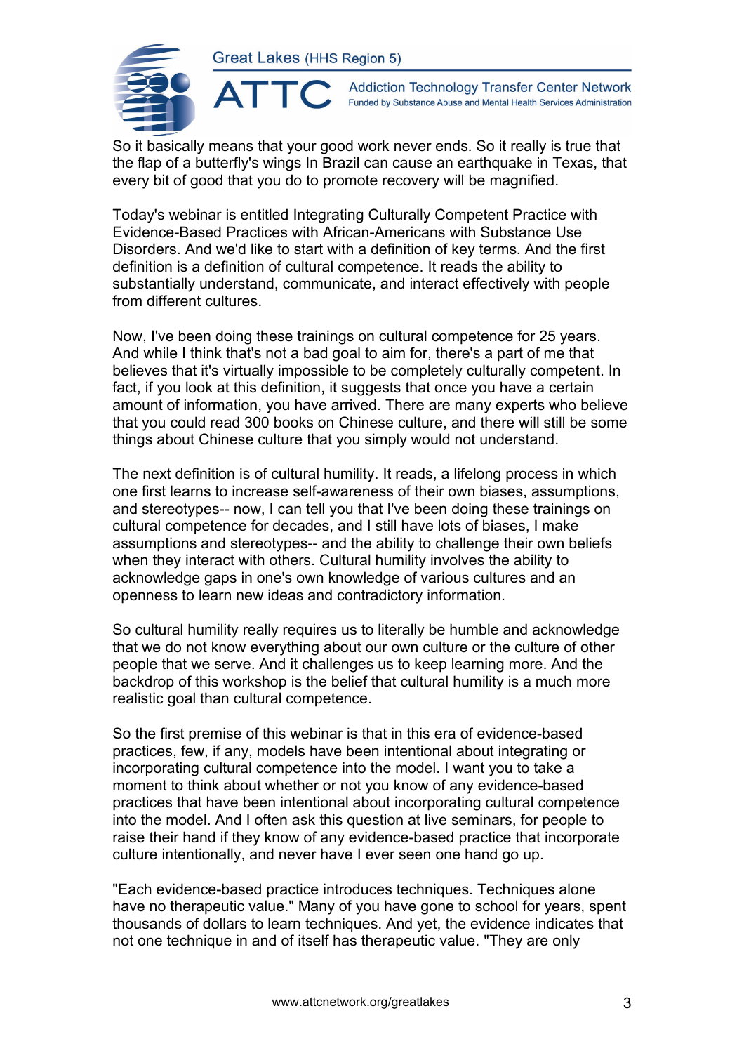So it basically means that your good work never ends. So it really is true that the flap of a butterfly's wings In Brazil can cause an earthquake in Texas, that every bit of good that you do to promote recovery will be magnified.

Today's webinar is entitled Integrating Culturally Competent Practice with Evidence-Based Practices with African-Americans with Substance Use Disorders. And we'd like to start with a definition of key terms. And the first definition is a definition of cultural competence. It reads the ability to substantially understand, communicate, and interact effectively with people from different cultures.

Now, I've been doing these trainings on cultural competence for 25 years. And while I think that's not a bad goal to aim for, there's a part of me that believes that it's virtually impossible to be completely culturally competent. In fact, if you look at this definition, it suggests that once you have a certain amount of information, you have arrived. There are many experts who believe that you could read 300 books on Chinese culture, and there will still be some things about Chinese culture that you simply would not understand.

The next definition is of cultural humility. It reads, a lifelong process in which one first learns to increase self-awareness of their own biases, assumptions, and stereotypes-- now, I can tell you that I've been doing these trainings on cultural competence for decades, and I still have lots of biases, I make assumptions and stereotypes-- and the ability to challenge their own beliefs when they interact with others. Cultural humility involves the ability to acknowledge gaps in one's own knowledge of various cultures and an openness to learn new ideas and contradictory information.

So cultural humility really requires us to literally be humble and acknowledge that we do not know everything about our own culture or the culture of other people that we serve. And it challenges us to keep learning more. And the backdrop of this workshop is the belief that cultural humility is a much more realistic goal than cultural competence.

So the first premise of this webinar is that in this era of evidence-based practices, few, if any, models have been intentional about integrating or incorporating cultural competence into the model. I want you to take a moment to think about whether or not you know of any evidence-based practices that have been intentional about incorporating cultural competence into the model. And I often ask this question at live seminars, for people to raise their hand if they know of any evidence-based practice that incorporate culture intentionally, and never have I ever seen one hand go up.

"Each evidence-based practice introduces techniques. Techniques alone have no therapeutic value." Many of you have gone to school for years, spent thousands of dollars to learn techniques. And yet, the evidence indicates that not one technique in and of itself has therapeutic value. "They are only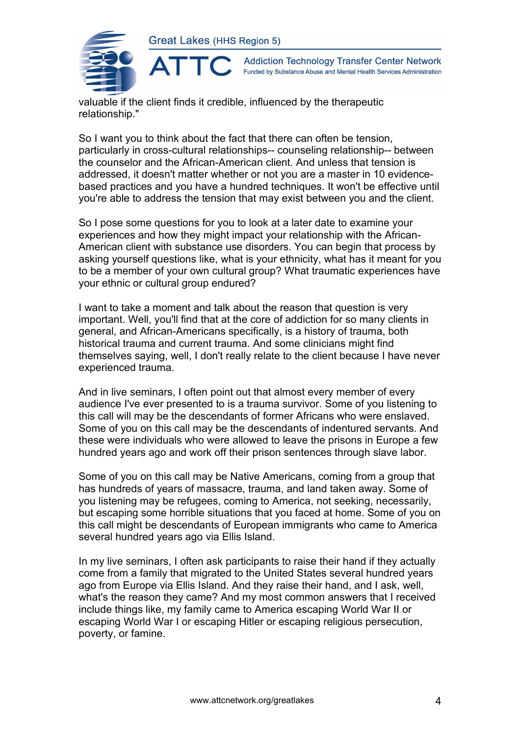valuable if the client finds it credible, influenced by the therapeutic relationship."

So I want you to think about the fact that there can often be tension, particularly in cross-cultural relationships-- counseling relationship-- between the counselor and the African-American client. And unless that tension is addressed, it doesn't matter whether or not you are a master in 10 evidence-based practices and you have a hundred techniques. It won't be effective until you're able to address the tension that may exist between you and the client.

So I pose some questions for you to look at a later date to examine your experiences and how they might impact your relationship with the African-American client with substance use disorders. You can begin that process by asking yourself questions like, what is your ethnicity, what has it meant for you to be a member of your own cultural group? What traumatic experiences have your ethnic or cultural group endured?

I want to take a moment and talk about the reason that question is very important. Well, you'll find that at the core of addiction for so many clients in general, and African-Americans specifically, is a history of trauma, both historical trauma and current trauma. And some clinicians might find themselves saying, well, I don't really relate to the client because I have never experienced trauma.

And in live seminars, I often point out that almost every member of every audience I've ever presented to is a trauma survivor. Some of you listening to this call will may be the descendants of former Africans who were enslaved. Some of you on this call may be the descendants of indentured servants. And these were individuals who were allowed to leave the prisons in Europe a few hundred years ago and work off their prison sentences through slave labor.

Some of you on this call may be Native Americans, coming from a group that has hundreds of years of massacre, trauma, and land taken away. Some of you listening may be refugees, coming to America, not seeking, necessarily, but escaping some horrible situations that you faced at home. Some of you on this call might be descendants of European immigrants who came to America several hundred years ago via Ellis Island.

In my live seminars, I often ask participants to raise their hand if they actually come from a family that migrated to the United States several hundred years ago from Europe via Ellis Island. And they raise their hand, and I ask, well, what's the reason they came? And my most common answers that I received include things like, my family came to America escaping World War II or escaping World War I or escaping Hitler or escaping religious persecution, poverty, or famine.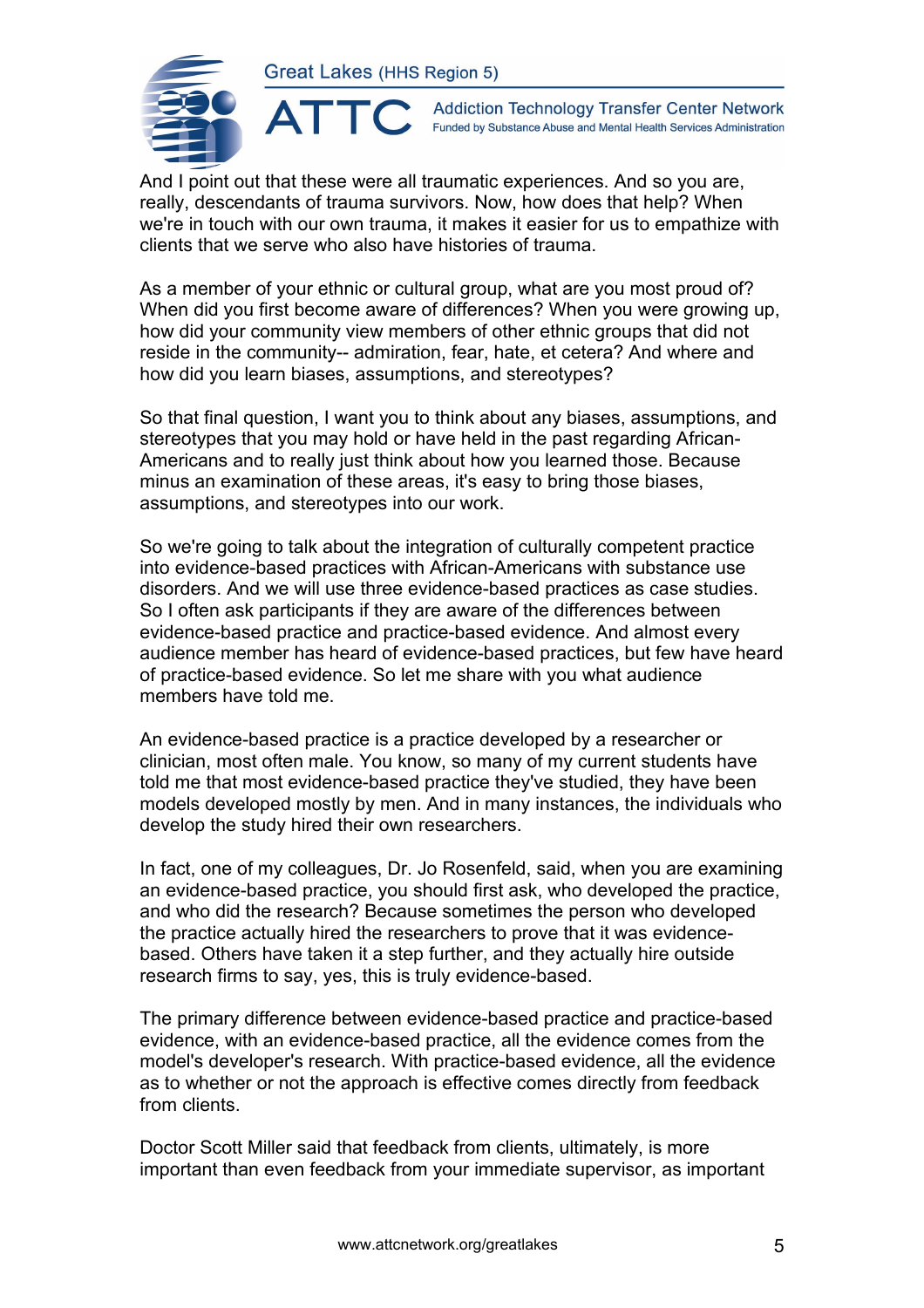And I point out that these were all traumatic experiences. And so you are, really, descendants of trauma survivors. Now, how does that help? When we're in touch with our own trauma, it makes it easier for us to empathize with clients that we serve who also have histories of trauma.

As a member of your ethnic or cultural group, what are you most proud of? When did you first become aware of differences? When you were growing up, how did your community view members of other ethnic groups that did not reside in the community-- admiration, fear, hate, et cetera? And where and how did you learn biases, assumptions, and stereotypes?

So that final question, I want you to think about any biases, assumptions, and stereotypes that you may hold or have held in the past regarding African-Americans and to really just think about how you learned those. Because minus an examination of these areas, it's easy to bring those biases, assumptions, and stereotypes into our work.

So we're going to talk about the integration of culturally competent practice into evidence-based practices with African-Americans with substance use disorders. And we will use three evidence-based practices as case studies. So I often ask participants if they are aware of the differences between evidence-based practice and practice-based evidence. And almost every audience member has heard of evidence-based practices, but few have heard of practice-based evidence. So let me share with you what audience members have told me.

An evidence-based practice is a practice developed by a researcher or clinician, most often male. You know, so many of my current students have told me that most evidence-based practice they've studied, they have been models developed mostly by men. And in many instances, the individuals who develop the study hired their own researchers.

In fact, one of my colleagues, Dr. Jo Rosenfeld, said, when you are examining an evidence-based practice, you should first ask, who developed the practice, and who did the research? Because sometimes the person who developed the practice actually hired the researchers to prove that it was evidence-based. Others have taken it a step further, and they actually hire outside research firms to say, yes, this is truly evidence-based.

The primary difference between evidence-based practice and practice-based evidence, with an evidence-based practice, all the evidence comes from the model's developer's research. With practice-based evidence, all the evidence as to whether or not the approach is effective comes directly from feedback from clients.

Doctor Scott Miller said that feedback from clients, ultimately, is more important than even feedback from your immediate supervisor, as important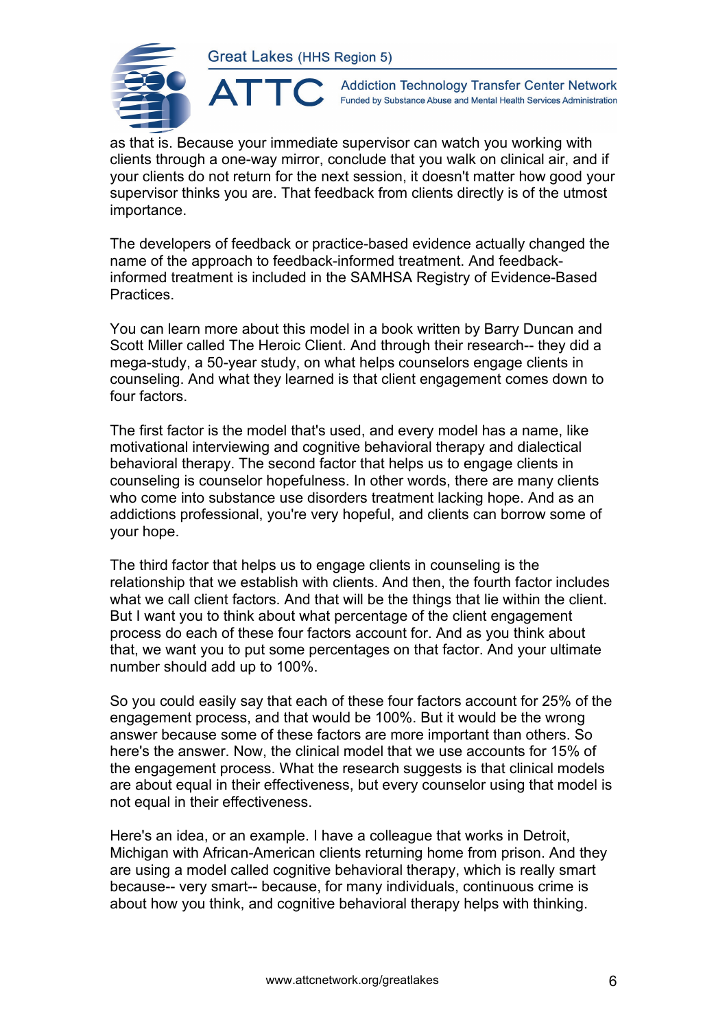as that is. Because your immediate supervisor can watch you working with clients through a one-way mirror, conclude that you walk on clinical air, and if your clients do not return for the next session, it doesn't matter how good your supervisor thinks you are. That feedback from clients directly is of the utmost importance.

The developers of feedback or practice-based evidence actually changed the name of the approach to feedback-informed treatment. And feedback-informed treatment is included in the SAMHSA Registry of Evidence-Based Practices.

You can learn more about this model in a book written by Barry Duncan and Scott Miller called The Heroic Client. And through their research-- they did a mega-study, a 50-year study, on what helps counselors engage clients in counseling. And what they learned is that client engagement comes down to four factors.

The first factor is the model that's used, and every model has a name, like motivational interviewing and cognitive behavioral therapy and dialectical behavioral therapy. The second factor that helps us to engage clients in counseling is counselor hopefulness. In other words, there are many clients who come into substance use disorders treatment lacking hope. And as an addictions professional, you're very hopeful, and clients can borrow some of your hope.

The third factor that helps us to engage clients in counseling is the relationship that we establish with clients. And then, the fourth factor includes what we call client factors. And that will be the things that lie within the client. But I want you to think about what percentage of the client engagement process do each of these four factors account for. And as you think about that, we want you to put some percentages on that factor. And your ultimate number should add up to 100%.

So you could easily say that each of these four factors account for 25% of the engagement process, and that would be 100%. But it would be the wrong answer because some of these factors are more important than others. So here's the answer. Now, the clinical model that we use accounts for 15% of the engagement process. What the research suggests is that clinical models are about equal in their effectiveness, but every counselor using that model is not equal in their effectiveness.

Here's an idea, or an example. I have a colleague that works in Detroit, Michigan with African-American clients returning home from prison. And they are using a model called cognitive behavioral therapy, which is really smart because-- very smart-- because, for many individuals, continuous crime is about how you think, and cognitive behavioral therapy helps with thinking.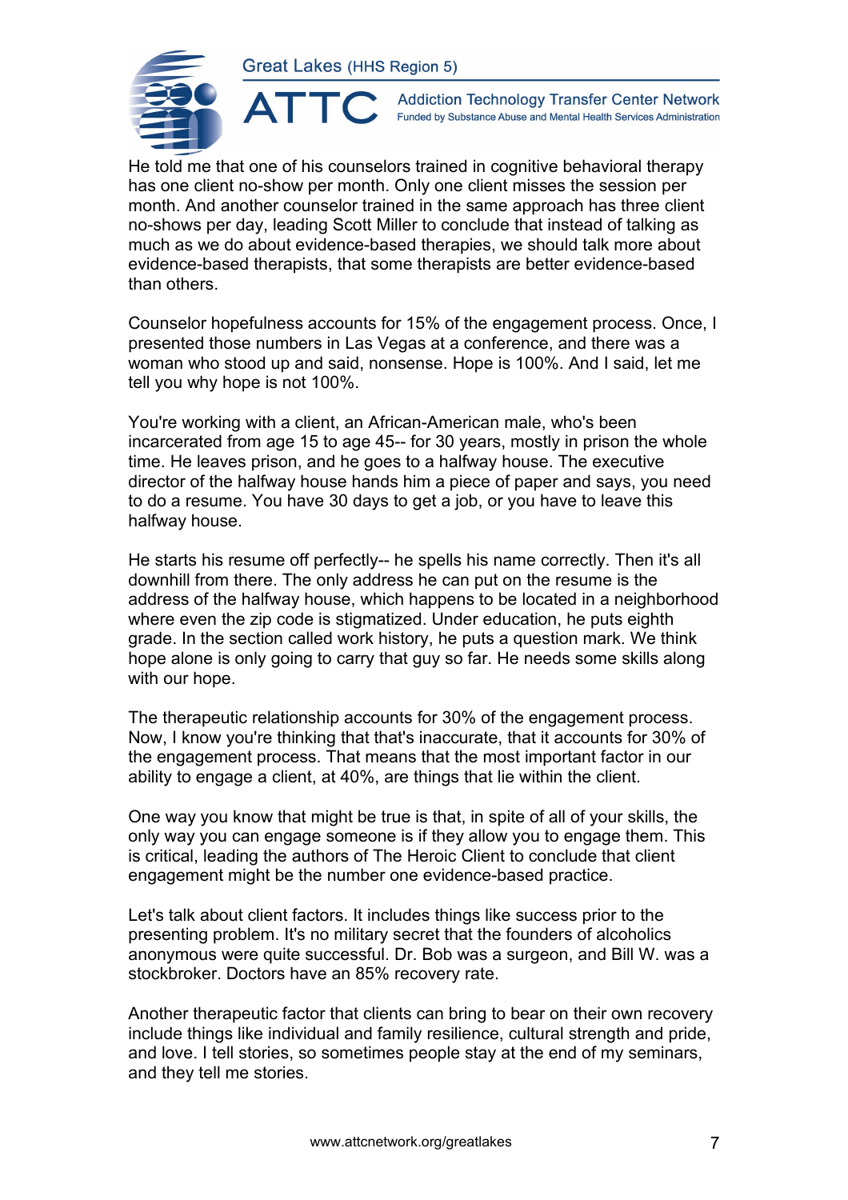He told me that one of his counselors trained in cognitive behavioral therapy has one client no-show per month. Only one client misses the session per month. And another counselor trained in the same approach has three client no-shows per day, leading Scott Miller to conclude that instead of talking as much as we do about evidence-based therapies, we should talk more about evidence-based therapists, that some therapists are better evidence-based than others.

Counselor hopefulness accounts for 15% of the engagement process. Once, I presented those numbers in Las Vegas at a conference, and there was a woman who stood up and said, nonsense. Hope is 100%. And I said, let me tell you why hope is not 100%.

You're working with a client, an African-American male, who's been incarcerated from age 15 to age 45-- for 30 years, mostly in prison the whole time. He leaves prison, and he goes to a halfway house. The executive director of the halfway house hands him a piece of paper and says, you need to do a resume. You have 30 days to get a job, or you have to leave this halfway house.

He starts his resume off perfectly-- he spells his name correctly. Then it's all downhill from there. The only address he can put on the resume is the address of the halfway house, which happens to be located in a neighborhood where even the zip code is stigmatized. Under education, he puts eighth grade. In the section called work history, he puts a question mark. We think hope alone is only going to carry that guy so far. He needs some skills along with our hope.

The therapeutic relationship accounts for 30% of the engagement process. Now, I know you're thinking that that's inaccurate, that it accounts for 30% of the engagement process. That means that the most important factor in our ability to engage a client, at 40%, are things that lie within the client.

One way you know that might be true is that, in spite of all of your skills, the only way you can engage someone is if they allow you to engage them. This is critical, leading the authors of The Heroic Client to conclude that client engagement might be the number one evidence-based practice.

Let's talk about client factors. It includes things like success prior to the presenting problem. It's no military secret that the founders of alcoholics anonymous were quite successful. Dr. Bob was a surgeon, and Bill W. was a stockbroker. Doctors have an 85% recovery rate.

Another therapeutic factor that clients can bring to bear on their own recovery include things like individual and family resilience, cultural strength and pride, and love. I tell stories, so sometimes people stay at the end of my seminars, and they tell me stories.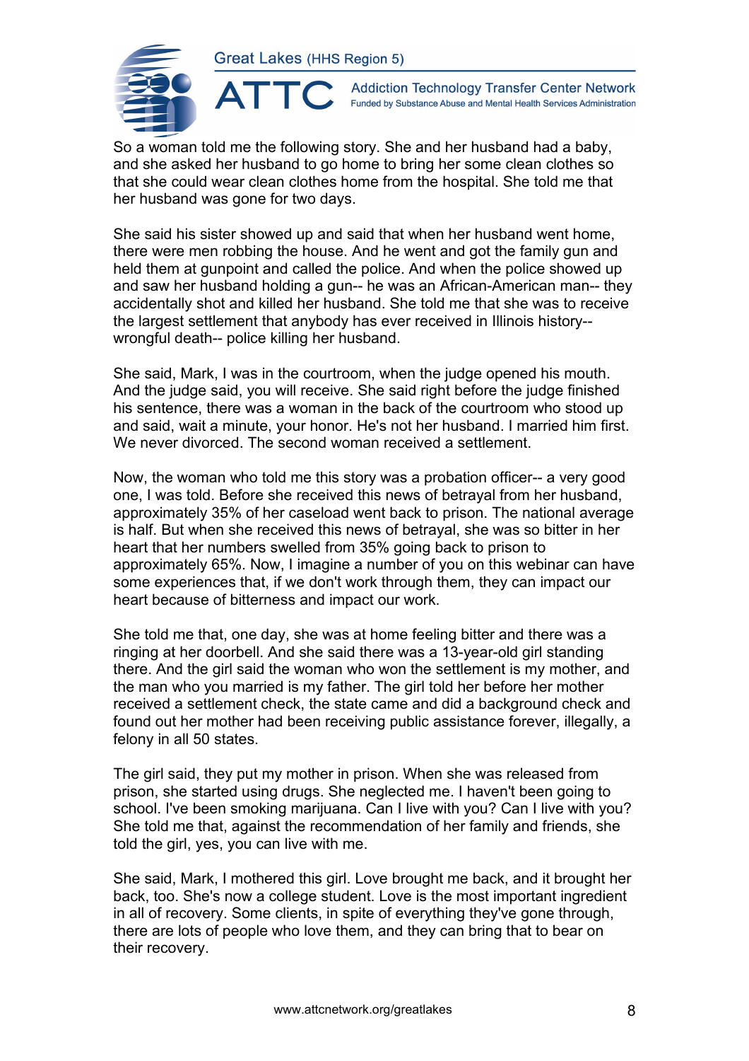So a woman told me the following story. She and her husband had a baby, and she asked her husband to go home to bring her some clean clothes so that she could wear clean clothes home from the hospital. She told me that her husband was gone for two days.

She said his sister showed up and said that when her husband went home, there were men robbing the house. And he went and got the family gun and held them at gunpoint and called the police. And when the police showed up and saw her husband holding a gun-- he was an African-American man-- they accidentally shot and killed her husband. She told me that she was to receive the largest settlement that anybody has ever received in Illinois history-- wrongful death-- police killing her husband.

She said, Mark, I was in the courtroom, when the judge opened his mouth. And the judge said, you will receive. She said right before the judge finished his sentence, there was a woman in the back of the courtroom who stood up and said, wait a minute, your honor. He's not her husband. I married him first. We never divorced. The second woman received a settlement.

Now, the woman who told me this story was a probation officer-- a very good one, I was told. Before she received this news of betrayal from her husband, approximately 35% of her caseload went back to prison. The national average is half. But when she received this news of betrayal, she was so bitter in her heart that her numbers swelled from 35% going back to prison to approximately 65%. Now, I imagine a number of you on this webinar can have some experiences that, if we don't work through them, they can impact our heart because of bitterness and impact our work.

She told me that, one day, she was at home feeling bitter and there was a ringing at her doorbell. And she said there was a 13-year-old girl standing there. And the girl said the woman who won the settlement is my mother, and the man who you married is my father. The girl told her before her mother received a settlement check, the state came and did a background check and found out her mother had been receiving public assistance forever, illegally, a felony in all 50 states.

The girl said, they put my mother in prison. When she was released from prison, she started using drugs. She neglected me. I haven't been going to school. I've been smoking marijuana. Can I live with you? Can I live with you? She told me that, against the recommendation of her family and friends, she told the girl, yes, you can live with me.

She said, Mark, I mothered this girl. Love brought me back, and it brought her back, too. She's now a college student. Love is the most important ingredient in all of recovery. Some clients, in spite of everything they've gone through, there are lots of people who love them, and they can bring that to bear on their recovery.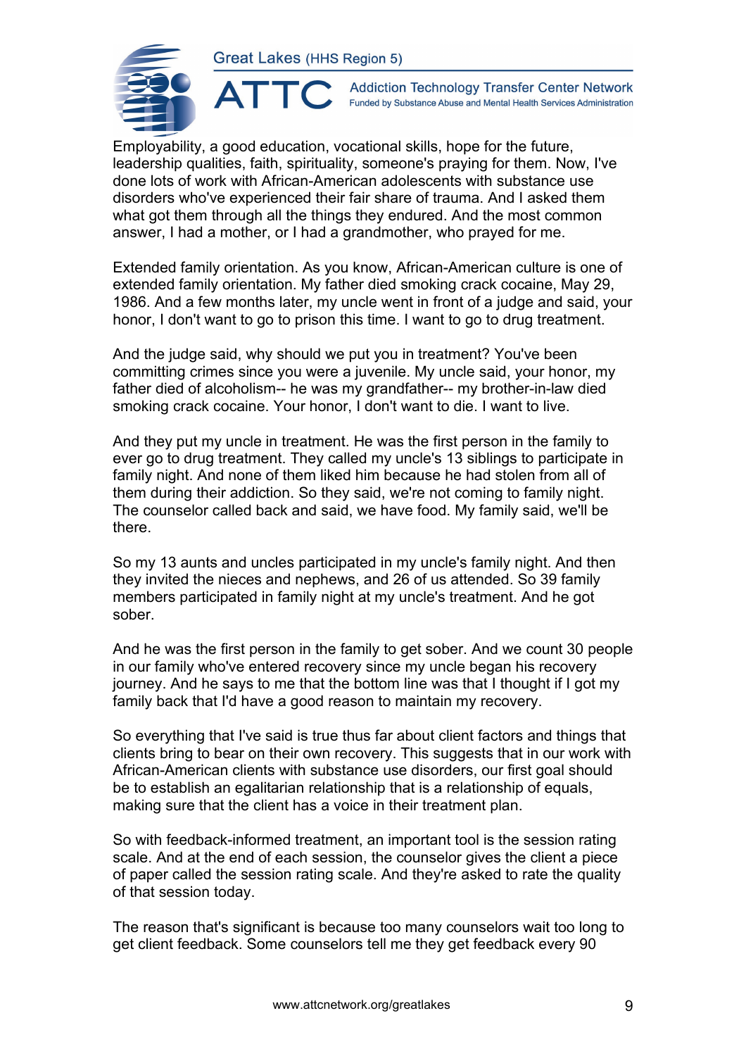Employability, a good education, vocational skills, hope for the future, leadership qualities, faith, spirituality, someone's praying for them. Now, I've done lots of work with African-American adolescents with substance use disorders who've experienced their fair share of trauma. And I asked them what got them through all the things they endured. And the most common answer, I had a mother, or I had a grandmother, who prayed for me.

Extended family orientation. As you know, African-American culture is one of extended family orientation. My father died smoking crack cocaine, May 29, 1986. And a few months later, my uncle went in front of a judge and said, your honor, I don't want to go to prison this time. I want to go to drug treatment.

And the judge said, why should we put you in treatment? You've been committing crimes since you were a juvenile. My uncle said, your honor, my father died of alcoholism-- he was my grandfather-- my brother-in-law died smoking crack cocaine. Your honor, I don't want to die. I want to live.

And they put my uncle in treatment. He was the first person in the family to ever go to drug treatment. They called my uncle's 13 siblings to participate in family night. And none of them liked him because he had stolen from all of them during their addiction. So they said, we're not coming to family night. The counselor called back and said, we have food. My family said, we'll be there.

So my 13 aunts and uncles participated in my uncle's family night. And then they invited the nieces and nephews, and 26 of us attended. So 39 family members participated in family night at my uncle's treatment. And he got sober.

And he was the first person in the family to get sober. And we count 30 people in our family who've entered recovery since my uncle began his recovery journey. And he says to me that the bottom line was that I thought if I got my family back that I'd have a good reason to maintain my recovery.

So everything that I've said is true thus far about client factors and things that clients bring to bear on their own recovery. This suggests that in our work with African-American clients with substance use disorders, our first goal should be to establish an egalitarian relationship that is a relationship of equals, making sure that the client has a voice in their treatment plan.

So with feedback-informed treatment, an important tool is the session rating scale. And at the end of each session, the counselor gives the client a piece of paper called the session rating scale. And they're asked to rate the quality of that session today.

The reason that's significant is because too many counselors wait too long to get client feedback. Some counselors tell me they get feedback every 90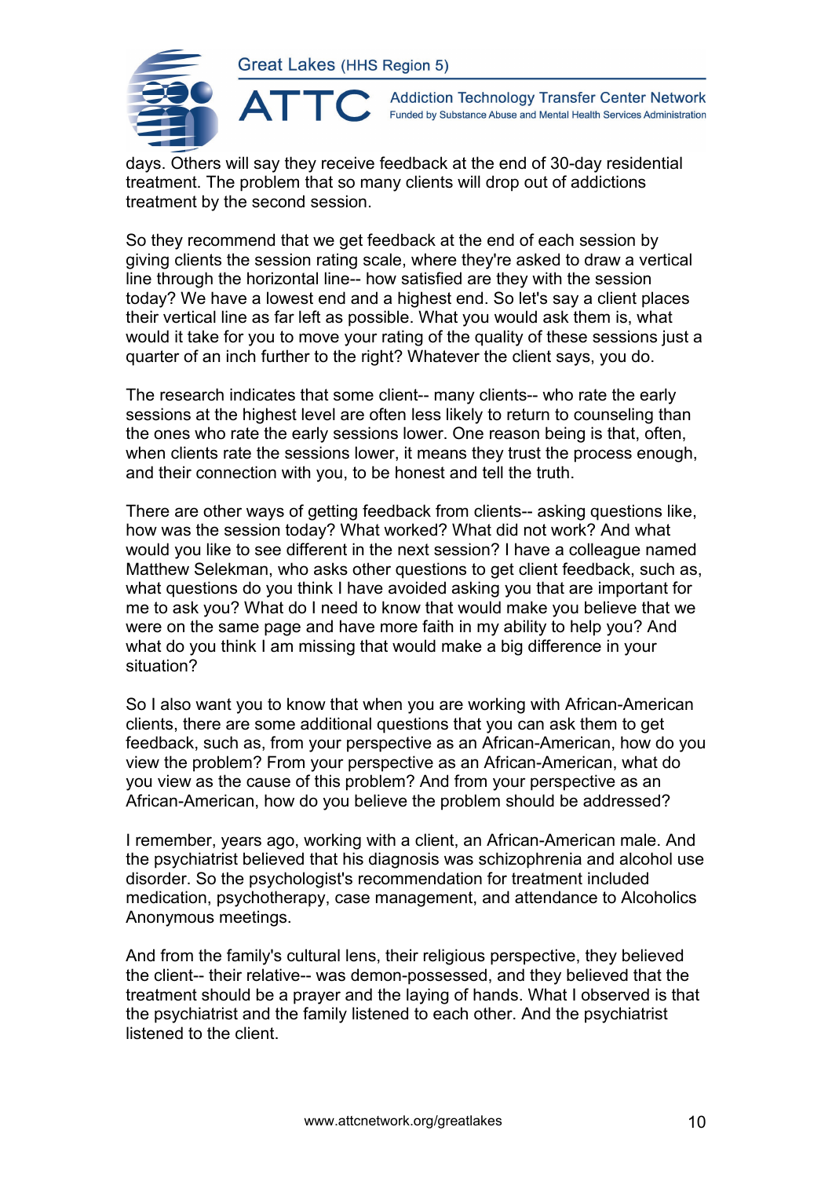days. Others will say they receive feedback at the end of 30-day residential treatment. The problem that so many clients will drop out of addictions treatment by the second session.

So they recommend that we get feedback at the end of each session by giving clients the session rating scale, where they're asked to draw a vertical line through the horizontal line-- how satisfied are they with the session today? We have a lowest end and a highest end. So let's say a client places their vertical line as far left as possible. What you would ask them is, what would it take for you to move your rating of the quality of these sessions just a quarter of an inch further to the right? Whatever the client says, you do.

The research indicates that some client-- many clients-- who rate the early sessions at the highest level are often less likely to return to counseling than the ones who rate the early sessions lower. One reason being is that, often, when clients rate the sessions lower, it means they trust the process enough, and their connection with you, to be honest and tell the truth.

There are other ways of getting feedback from clients-- asking questions like, how was the session today? What worked? What did not work? And what would you like to see different in the next session? I have a colleague named Matthew Selekman, who asks other questions to get client feedback, such as, what questions do you think I have avoided asking you that are important for me to ask you? What do I need to know that would make you believe that we were on the same page and have more faith in my ability to help you? And what do you think I am missing that would make a big difference in your situation?

So I also want you to know that when you are working with African-American clients, there are some additional questions that you can ask them to get feedback, such as, from your perspective as an African-American, how do you view the problem? From your perspective as an African-American, what do you view as the cause of this problem? And from your perspective as an African-American, how do you believe the problem should be addressed?

I remember, years ago, working with a client, an African-American male. And the psychiatrist believed that his diagnosis was schizophrenia and alcohol use disorder. So the psychologist's recommendation for treatment included medication, psychotherapy, case management, and attendance to Alcoholics Anonymous meetings.

And from the family's cultural lens, their religious perspective, they believed the client-- their relative-- was demon-possessed, and they believed that the treatment should be a prayer and the laying of hands. What I observed is that the psychiatrist and the family listened to each other. And the psychiatrist listened to the client.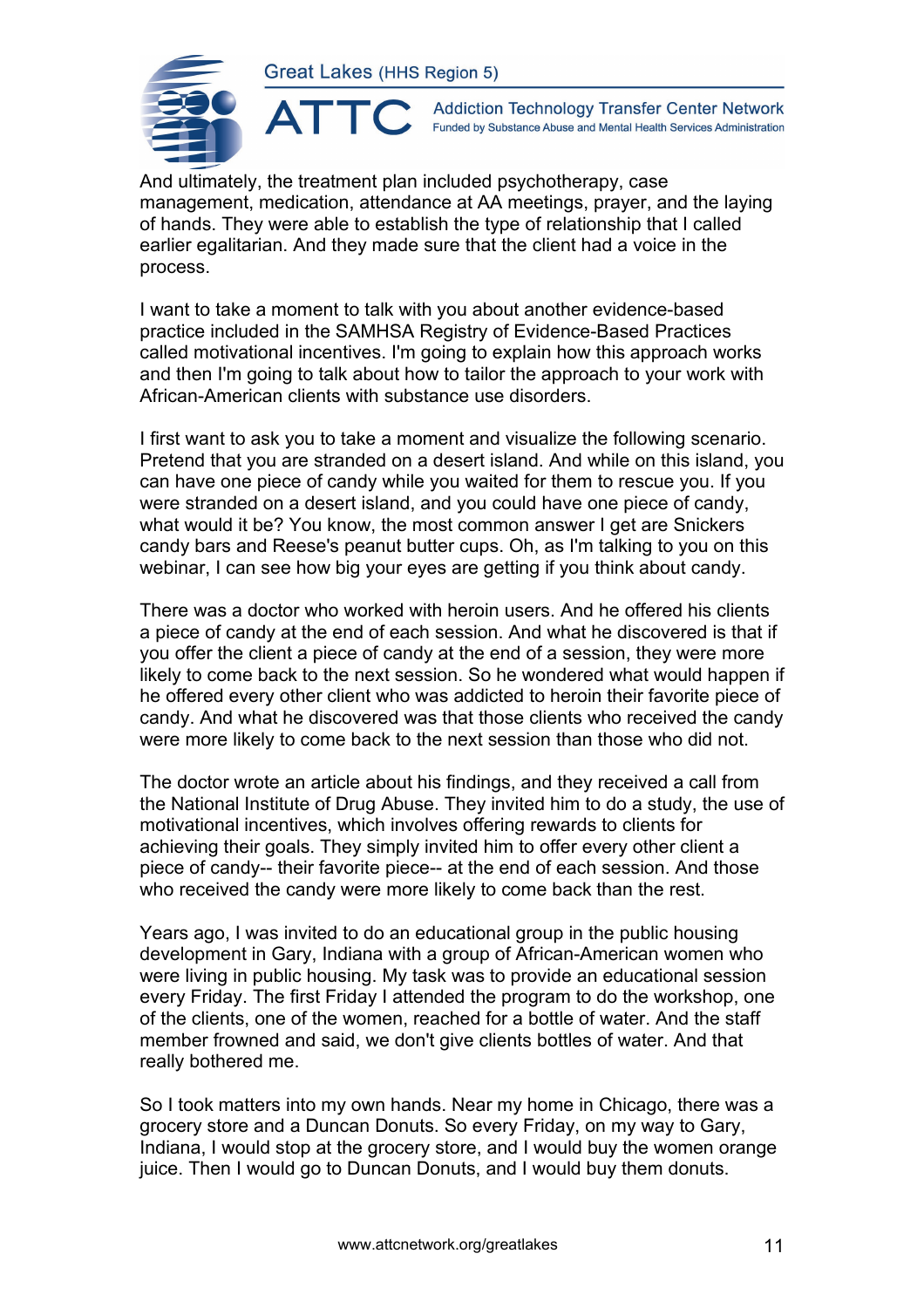And ultimately, the treatment plan included psychotherapy, case management, medication, attendance at AA meetings, prayer, and the laying of hands. They were able to establish the type of relationship that I called earlier egalitarian. And they made sure that the client had a voice in the process.

I want to take a moment to talk with you about another evidence-based practice included in the SAMHSA Registry of Evidence-Based Practices called motivational incentives. I'm going to explain how this approach works and then I'm going to talk about how to tailor the approach to your work with African-American clients with substance use disorders.

I first want to ask you to take a moment and visualize the following scenario. Pretend that you are stranded on a desert island. And while on this island, you can have one piece of candy while you waited for them to rescue you. If you were stranded on a desert island, and you could have one piece of candy, what would it be? You know, the most common answer I get are Snickers candy bars and Reese's peanut butter cups. Oh, as I'm talking to you on this webinar, I can see how big your eyes are getting if you think about candy.

There was a doctor who worked with heroin users. And he offered his clients a piece of candy at the end of each session. And what he discovered is that if you offer the client a piece of candy at the end of a session, they were more likely to come back to the next session. So he wondered what would happen if he offered every other client who was addicted to heroin their favorite piece of candy. And what he discovered was that those clients who received the candy were more likely to come back to the next session than those who did not.

The doctor wrote an article about his findings, and they received a call from the National Institute of Drug Abuse. They invited him to do a study, the use of motivational incentives, which involves offering rewards to clients for achieving their goals. They simply invited him to offer every other client a piece of candy-- their favorite piece-- at the end of each session. And those who received the candy were more likely to come back than the rest.

Years ago, I was invited to do an educational group in the public housing development in Gary, Indiana with a group of African-American women who were living in public housing. My task was to provide an educational session every Friday. The first Friday I attended the program to do the workshop, one of the clients, one of the women, reached for a bottle of water. And the staff member frowned and said, we don't give clients bottles of water. And that really bothered me.

So I took matters into my own hands. Near my home in Chicago, there was a grocery store and a Duncan Donuts. So every Friday, on my way to Gary, Indiana, I would stop at the grocery store, and I would buy the women orange juice. Then I would go to Duncan Donuts, and I would buy them donuts.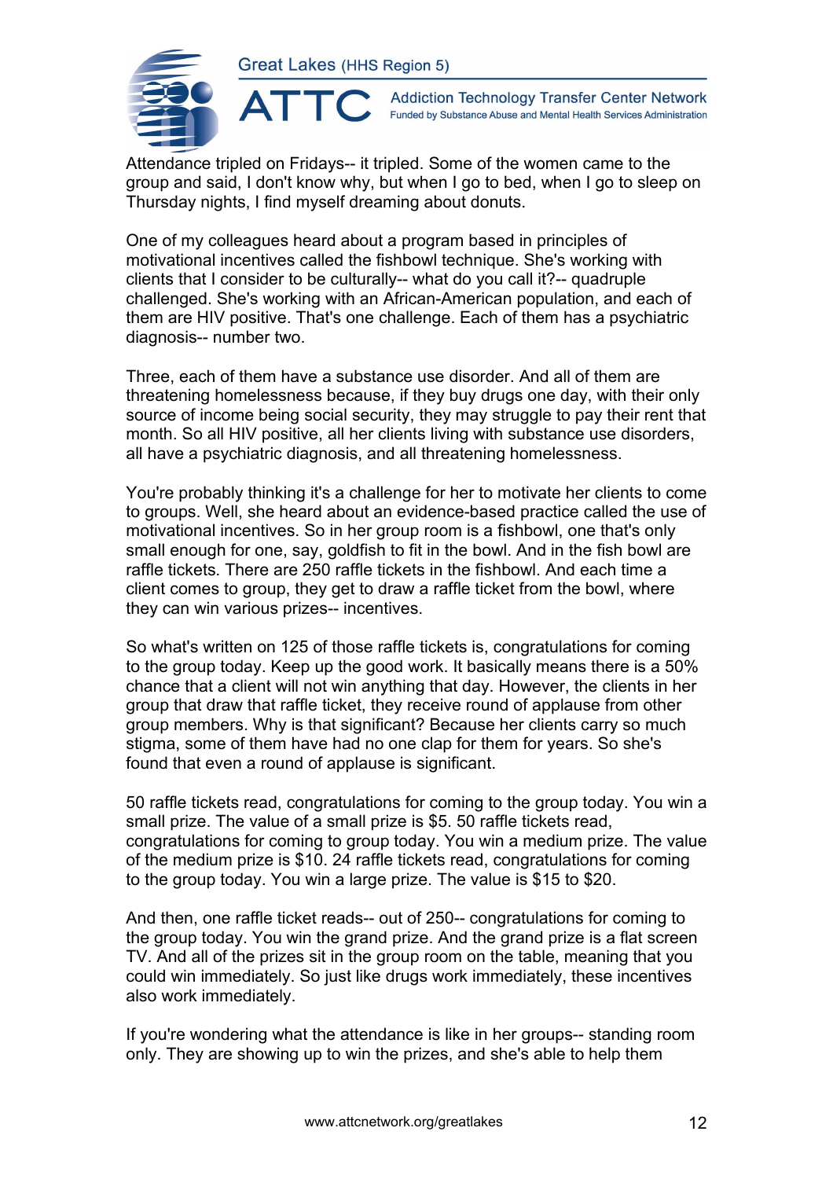Attendance tripled on Fridays-- it tripled. Some of the women came to the group and said, I don't know why, but when I go to bed, when I go to sleep on Thursday nights, I find myself dreaming about donuts.

One of my colleagues heard about a program based in principles of motivational incentives called the fishbowl technique. She's working with clients that I consider to be culturally-- what do you call it?-- quadruple challenged. She's working with an African-American population, and each of them are HIV positive. That's one challenge. Each of them has a psychiatric diagnosis-- number two.

Three, each of them have a substance use disorder. And all of them are threatening homelessness because, if they buy drugs one day, with their only source of income being social security, they may struggle to pay their rent that month. So all HIV positive, all her clients living with substance use disorders, all have a psychiatric diagnosis, and all threatening homelessness.

You're probably thinking it's a challenge for her to motivate her clients to come to groups. Well, she heard about an evidence-based practice called the use of motivational incentives. So in her group room is a fishbowl, one that's only small enough for one, say, goldfish to fit in the bowl. And in the fish bowl are raffle tickets. There are 250 raffle tickets in the fishbowl. And each time a client comes to group, they get to draw a raffle ticket from the bowl, where they can win various prizes-- incentives.

So what's written on 125 of those raffle tickets is, congratulations for coming to the group today. Keep up the good work. It basically means there is a 50% chance that a client will not win anything that day. However, the clients in her group that draw that raffle ticket, they receive round of applause from other group members. Why is that significant? Because her clients carry so much stigma, some of them have had no one clap for them for years. So she's found that even a round of applause is significant.

50 raffle tickets read, congratulations for coming to the group today. You win a small prize. The value of a small prize is $5. 50 raffle tickets read, congratulations for coming to group today. You win a medium prize. The value of the medium prize is $10. 24 raffle tickets read, congratulations for coming to the group today. You win a large prize. The value is $15 to $20.

And then, one raffle ticket reads-- out of 250-- congratulations for coming to the group today. You win the grand prize. And the grand prize is a flat screen TV. And all of the prizes sit in the group room on the table, meaning that you could win immediately. So just like drugs work immediately, these incentives also work immediately.

If you're wondering what the attendance is like in her groups-- standing room only. They are showing up to win the prizes, and she's able to help them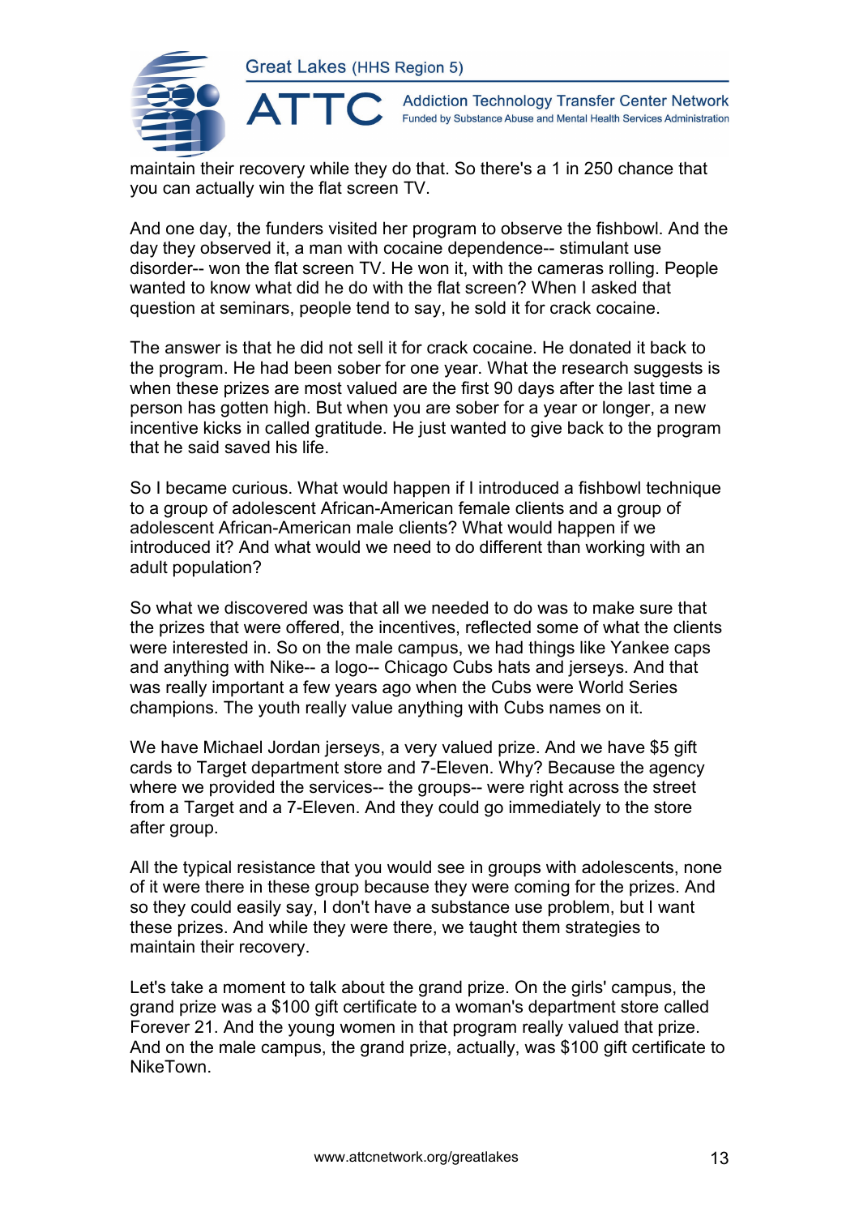maintain their recovery while they do that. So there's a 1 in 250 chance that you can actually win the flat screen TV.

And one day, the funders visited her program to observe the fishbowl. And the day they observed it, a man with cocaine dependence-- stimulant use disorder-- won the flat screen TV. He won it, with the cameras rolling. People wanted to know what did he do with the flat screen? When I asked that question at seminars, people tend to say, he sold it for crack cocaine.

The answer is that he did not sell it for crack cocaine. He donated it back to the program. He had been sober for one year. What the research suggests is when these prizes are most valued are the first 90 days after the last time a person has gotten high. But when you are sober for a year or longer, a new incentive kicks in called gratitude. He just wanted to give back to the program that he said saved his life.

So I became curious. What would happen if I introduced a fishbowl technique to a group of adolescent African-American female clients and a group of adolescent African-American male clients? What would happen if we introduced it? And what would we need to do different than working with an adult population?

So what we discovered was that all we needed to do was to make sure that the prizes that were offered, the incentives, reflected some of what the clients were interested in. So on the male campus, we had things like Yankee caps and anything with Nike-- a logo-- Chicago Cubs hats and jerseys. And that was really important a few years ago when the Cubs were World Series champions. The youth really value anything with Cubs names on it.

We have Michael Jordan jerseys, a very valued prize. And we have $5 gift cards to Target department store and 7-Eleven. Why? Because the agency where we provided the services-- the groups-- were right across the street from a Target and a 7-Eleven. And they could go immediately to the store after group.

All the typical resistance that you would see in groups with adolescents, none of it were there in these group because they were coming for the prizes. And so they could easily say, I don't have a substance use problem, but I want these prizes. And while they were there, we taught them strategies to maintain their recovery.

Let's take a moment to talk about the grand prize. On the girls' campus, the grand prize was a $100 gift certificate to a woman's department store called Forever 21. And the young women in that program really valued that prize. And on the male campus, the grand prize, actually, was $100 gift certificate to NikeTown.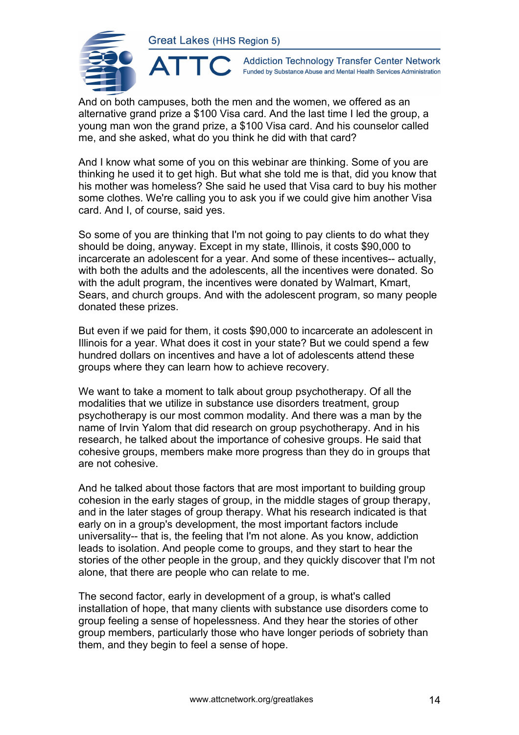And on both campuses, both the men and the women, we offered as an alternative grand prize a $100 Visa card. And the last time I led the group, a young man won the grand prize, a $100 Visa card. And his counselor called me, and she asked, what do you think he did with that card?

And I know what some of you on this webinar are thinking. Some of you are thinking he used it to get high. But what she told me is that, did you know that his mother was homeless? She said he used that Visa card to buy his mother some clothes. We're calling you to ask you if we could give him another Visa card. And I, of course, said yes.

So some of you are thinking that I'm not going to pay clients to do what they should be doing, anyway. Except in my state, Illinois, it costs $90,000 to incarcerate an adolescent for a year. And some of these incentives-- actually, with both the adults and the adolescents, all the incentives were donated. So with the adult program, the incentives were donated by Walmart, Kmart, Sears, and church groups. And with the adolescent program, so many people donated these prizes.

But even if we paid for them, it costs $90,000 to incarcerate an adolescent in Illinois for a year. What does it cost in your state? But we could spend a few hundred dollars on incentives and have a lot of adolescents attend these groups where they can learn how to achieve recovery.

We want to take a moment to talk about group psychotherapy. Of all the modalities that we utilize in substance use disorders treatment, group psychotherapy is our most common modality. And there was a man by the name of Irvin Yalom that did research on group psychotherapy. And in his research, he talked about the importance of cohesive groups. He said that cohesive groups, members make more progress than they do in groups that are not cohesive.

And he talked about those factors that are most important to building group cohesion in the early stages of group, in the middle stages of group therapy, and in the later stages of group therapy. What his research indicated is that early on in a group's development, the most important factors include universality-- that is, the feeling that I'm not alone. As you know, addiction leads to isolation. And people come to groups, and they start to hear the stories of the other people in the group, and they quickly discover that I'm not alone, that there are people who can relate to me.

The second factor, early in development of a group, is what's called installation of hope, that many clients with substance use disorders come to group feeling a sense of hopelessness. And they hear the stories of other group members, particularly those who have longer periods of sobriety than them, and they begin to feel a sense of hope.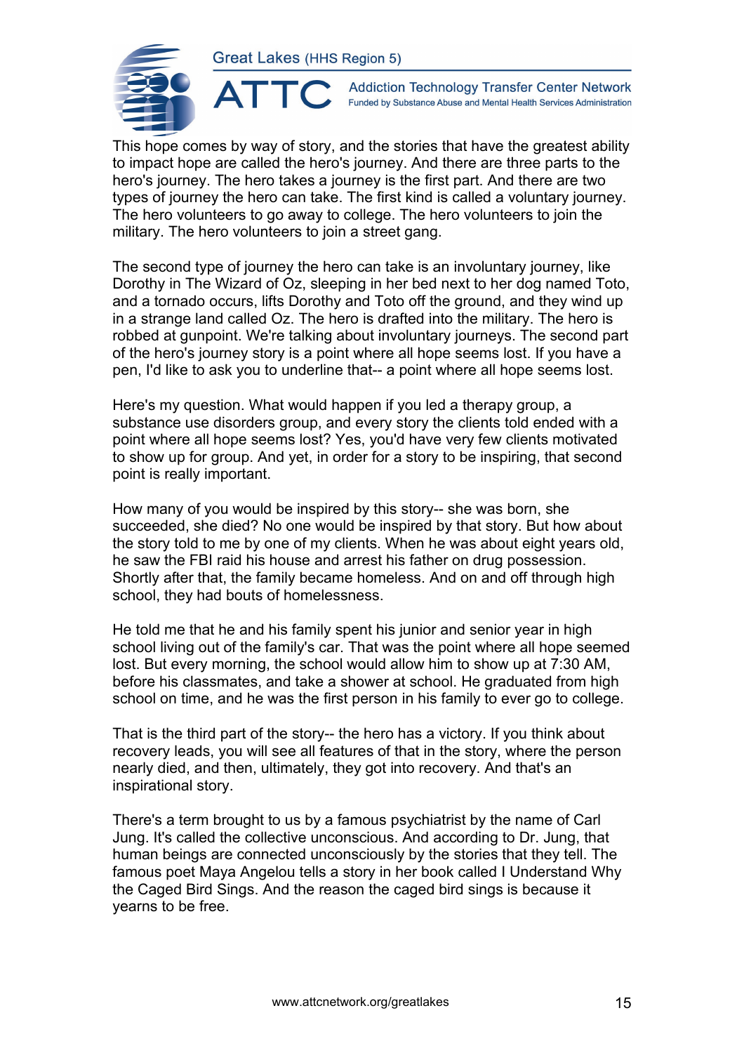This hope comes by way of story, and the stories that have the greatest ability to impact hope are called the hero's journey. And there are three parts to the hero's journey. The hero takes a journey is the first part. And there are two types of journey the hero can take. The first kind is called a voluntary journey. The hero volunteers to go away to college. The hero volunteers to join the military. The hero volunteers to join a street gang.

The second type of journey the hero can take is an involuntary journey, like Dorothy in The Wizard of Oz, sleeping in her bed next to her dog named Toto, and a tornado occurs, lifts Dorothy and Toto off the ground, and they wind up in a strange land called Oz. The hero is drafted into the military. The hero is robbed at gunpoint. We're talking about involuntary journeys. The second part of the hero's journey story is a point where all hope seems lost. If you have a pen, I'd like to ask you to underline that-- a point where all hope seems lost.

Here's my question. What would happen if you led a therapy group, a substance use disorders group, and every story the clients told ended with a point where all hope seems lost? Yes, you'd have very few clients motivated to show up for group. And yet, in order for a story to be inspiring, that second point is really important.

How many of you would be inspired by this story-- she was born, she succeeded, she died? No one would be inspired by that story. But how about the story told to me by one of my clients. When he was about eight years old, he saw the FBI raid his house and arrest his father on drug possession. Shortly after that, the family became homeless. And on and off through high school, they had bouts of homelessness.

He told me that he and his family spent his junior and senior year in high school living out of the family's car. That was the point where all hope seemed lost. But every morning, the school would allow him to show up at 7:30 AM, before his classmates, and take a shower at school. He graduated from high school on time, and he was the first person in his family to ever go to college.

That is the third part of the story-- the hero has a victory. If you think about recovery leads, you will see all features of that in the story, where the person nearly died, and then, ultimately, they got into recovery. And that's an inspirational story.

There's a term brought to us by a famous psychiatrist by the name of Carl Jung. It's called the collective unconscious. And according to Dr. Jung, that human beings are connected unconsciously by the stories that they tell. The famous poet Maya Angelou tells a story in her book called I Understand Why the Caged Bird Sings. And the reason the caged bird sings is because it yearns to be free.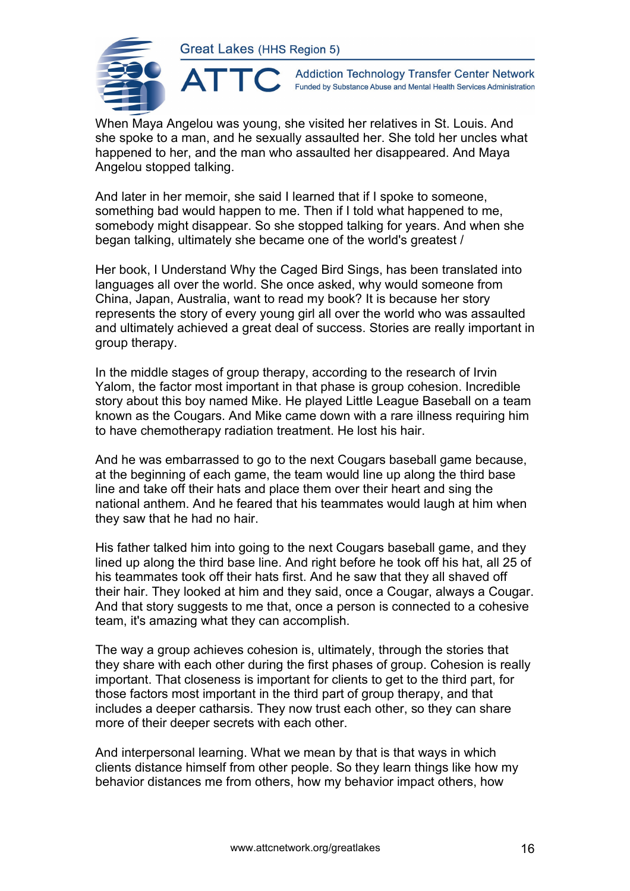When Maya Angelou was young, she visited her relatives in St. Louis. And she spoke to a man, and he sexually assaulted her. She told her uncles what happened to her, and the man who assaulted her disappeared. And Maya Angelou stopped talking.

And later in her memoir, she said I learned that if I spoke to someone, something bad would happen to me. Then if I told what happened to me, somebody might disappear. So she stopped talking for years. And when she began talking, ultimately she became one of the world's greatest /

Her book, I Understand Why the Caged Bird Sings, has been translated into languages all over the world. She once asked, why would someone from China, Japan, Australia, want to read my book? It is because her story represents the story of every young girl all over the world who was assaulted and ultimately achieved a great deal of success. Stories are really important in group therapy.

In the middle stages of group therapy, according to the research of Irvin Yalom, the factor most important in that phase is group cohesion. Incredible story about this boy named Mike. He played Little League Baseball on a team known as the Cougars. And Mike came down with a rare illness requiring him to have chemotherapy radiation treatment. He lost his hair.

And he was embarrassed to go to the next Cougars baseball game because, at the beginning of each game, the team would line up along the third base line and take off their hats and place them over their heart and sing the national anthem. And he feared that his teammates would laugh at him when they saw that he had no hair.

His father talked him into going to the next Cougars baseball game, and they lined up along the third base line. And right before he took off his hat, all 25 of his teammates took off their hats first. And he saw that they all shaved off their hair. They looked at him and they said, once a Cougar, always a Cougar. And that story suggests to me that, once a person is connected to a cohesive team, it's amazing what they can accomplish.

The way a group achieves cohesion is, ultimately, through the stories that they share with each other during the first phases of group. Cohesion is really important. That closeness is important for clients to get to the third part, for those factors most important in the third part of group therapy, and that includes a deeper catharsis. They now trust each other, so they can share more of their deeper secrets with each other.

And interpersonal learning. What we mean by that is that ways in which clients distance himself from other people. So they learn things like how my behavior distances me from others, how my behavior impact others, how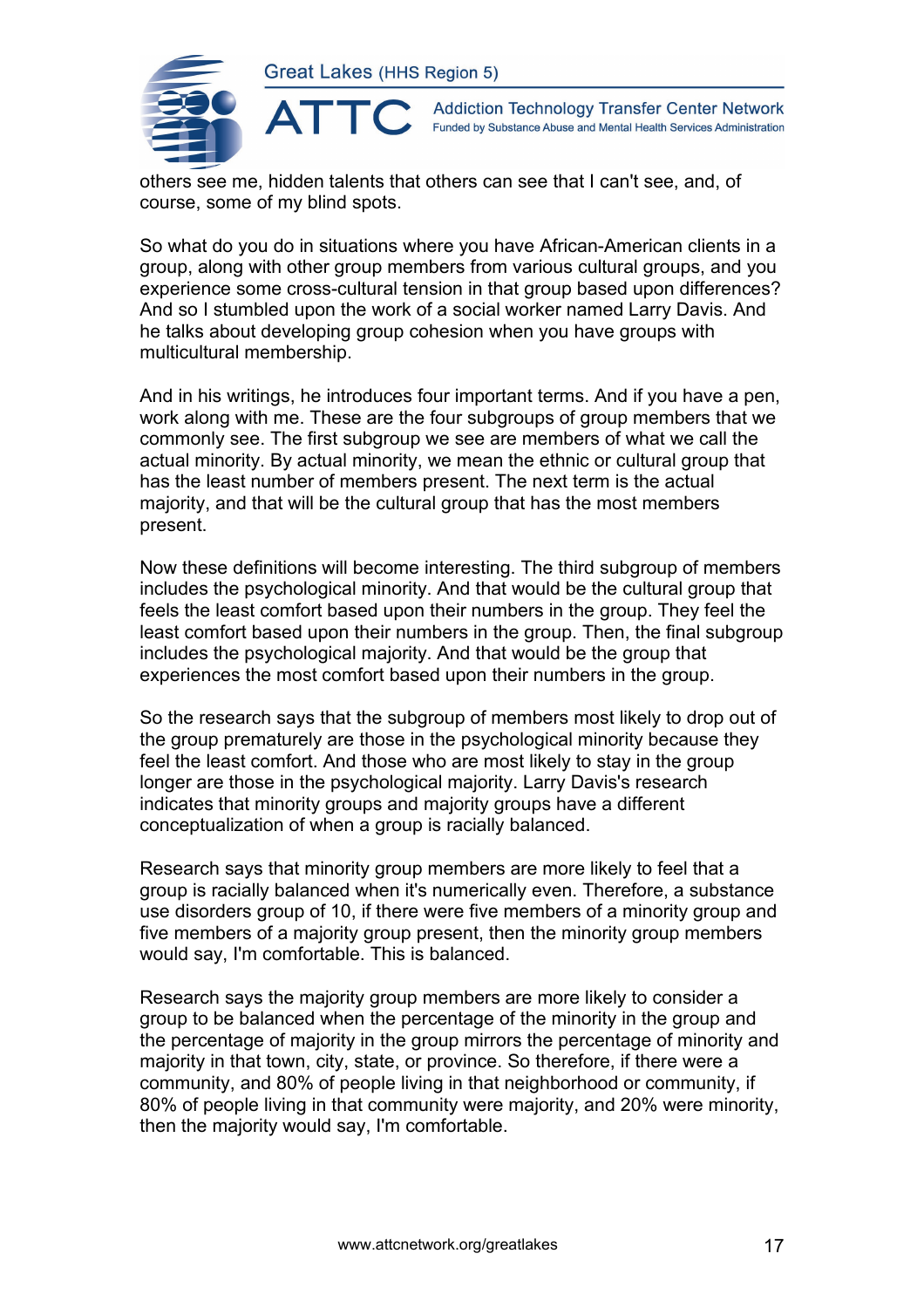others see me, hidden talents that others can see that I can't see, and, of course, some of my blind spots.

So what do you do in situations where you have African-American clients in a group, along with other group members from various cultural groups, and you experience some cross-cultural tension in that group based upon differences? And so I stumbled upon the work of a social worker named Larry Davis. And he talks about developing group cohesion when you have groups with multicultural membership.

And in his writings, he introduces four important terms. And if you have a pen, work along with me. These are the four subgroups of group members that we commonly see. The first subgroup we see are members of what we call the actual minority. By actual minority, we mean the ethnic or cultural group that has the least number of members present. The next term is the actual majority, and that will be the cultural group that has the most members present.

Now these definitions will become interesting. The third subgroup of members includes the psychological minority. And that would be the cultural group that feels the least comfort based upon their numbers in the group. They feel the least comfort based upon their numbers in the group. Then, the final subgroup includes the psychological majority. And that would be the group that experiences the most comfort based upon their numbers in the group.

So the research says that the subgroup of members most likely to drop out of the group prematurely are those in the psychological minority because they feel the least comfort. And those who are most likely to stay in the group longer are those in the psychological majority. Larry Davis's research indicates that minority groups and majority groups have a different conceptualization of when a group is racially balanced.

Research says that minority group members are more likely to feel that a group is racially balanced when it's numerically even. Therefore, a substance use disorders group of 10, if there were five members of a minority group and five members of a majority group present, then the minority group members would say, I'm comfortable. This is balanced.

Research says the majority group members are more likely to consider a group to be balanced when the percentage of the minority in the group and the percentage of majority in the group mirrors the percentage of minority and majority in that town, city, state, or province. So therefore, if there were a community, and 80% of people living in that neighborhood or community, if 80% of people living in that community were majority, and 20% were minority, then the majority would say, I'm comfortable.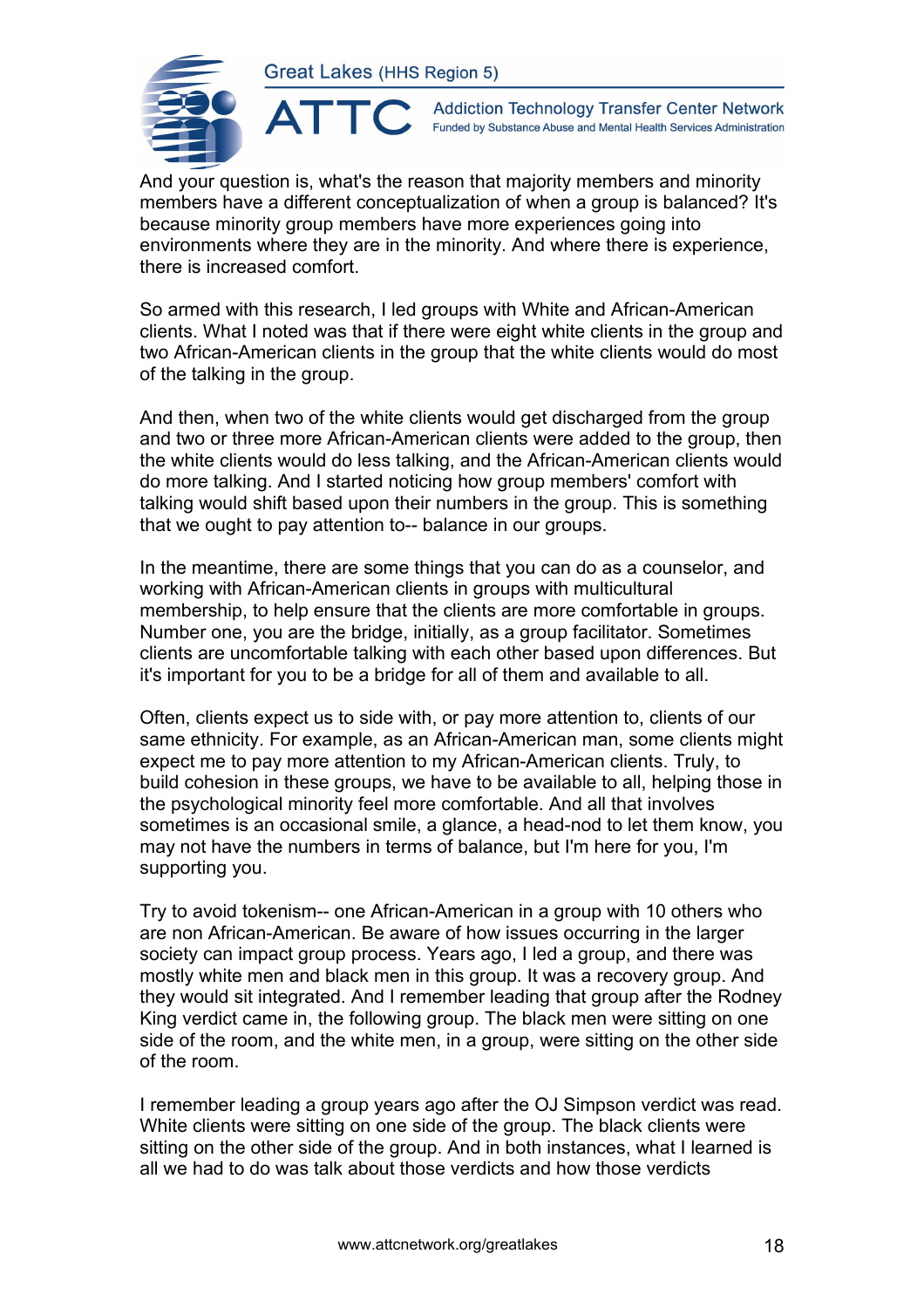And your question is, what's the reason that majority members and minority members have a different conceptualization of when a group is balanced? It's because minority group members have more experiences going into environments where they are in the minority. And where there is experience, there is increased comfort.

So armed with this research, I led groups with White and African-American clients. What I noted was that if there were eight white clients in the group and two African-American clients in the group that the white clients would do most of the talking in the group.

And then, when two of the white clients would get discharged from the group and two or three more African-American clients were added to the group, then the white clients would do less talking, and the African-American clients would do more talking. And I started noticing how group members' comfort with talking would shift based upon their numbers in the group. This is something that we ought to pay attention to-- balance in our groups.

In the meantime, there are some things that you can do as a counselor, and working with African-American clients in groups with multicultural membership, to help ensure that the clients are more comfortable in groups. Number one, you are the bridge, initially, as a group facilitator. Sometimes clients are uncomfortable talking with each other based upon differences. But it's important for you to be a bridge for all of them and available to all.

Often, clients expect us to side with, or pay more attention to, clients of our same ethnicity. For example, as an African-American man, some clients might expect me to pay more attention to my African-American clients. Truly, to build cohesion in these groups, we have to be available to all, helping those in the psychological minority feel more comfortable. And all that involves sometimes is an occasional smile, a glance, a head-nod to let them know, you may not have the numbers in terms of balance, but I'm here for you, I'm supporting you.

Try to avoid tokenism-- one African-American in a group with 10 others who are non African-American. Be aware of how issues occurring in the larger society can impact group process. Years ago, I led a group, and there was mostly white men and black men in this group. It was a recovery group. And they would sit integrated. And I remember leading that group after the Rodney King verdict came in, the following group. The black men were sitting on one side of the room, and the white men, in a group, were sitting on the other side of the room.

I remember leading a group years ago after the OJ Simpson verdict was read. White clients were sitting on one side of the group. The black clients were sitting on the other side of the group. And in both instances, what I learned is all we had to do was talk about those verdicts and how those verdicts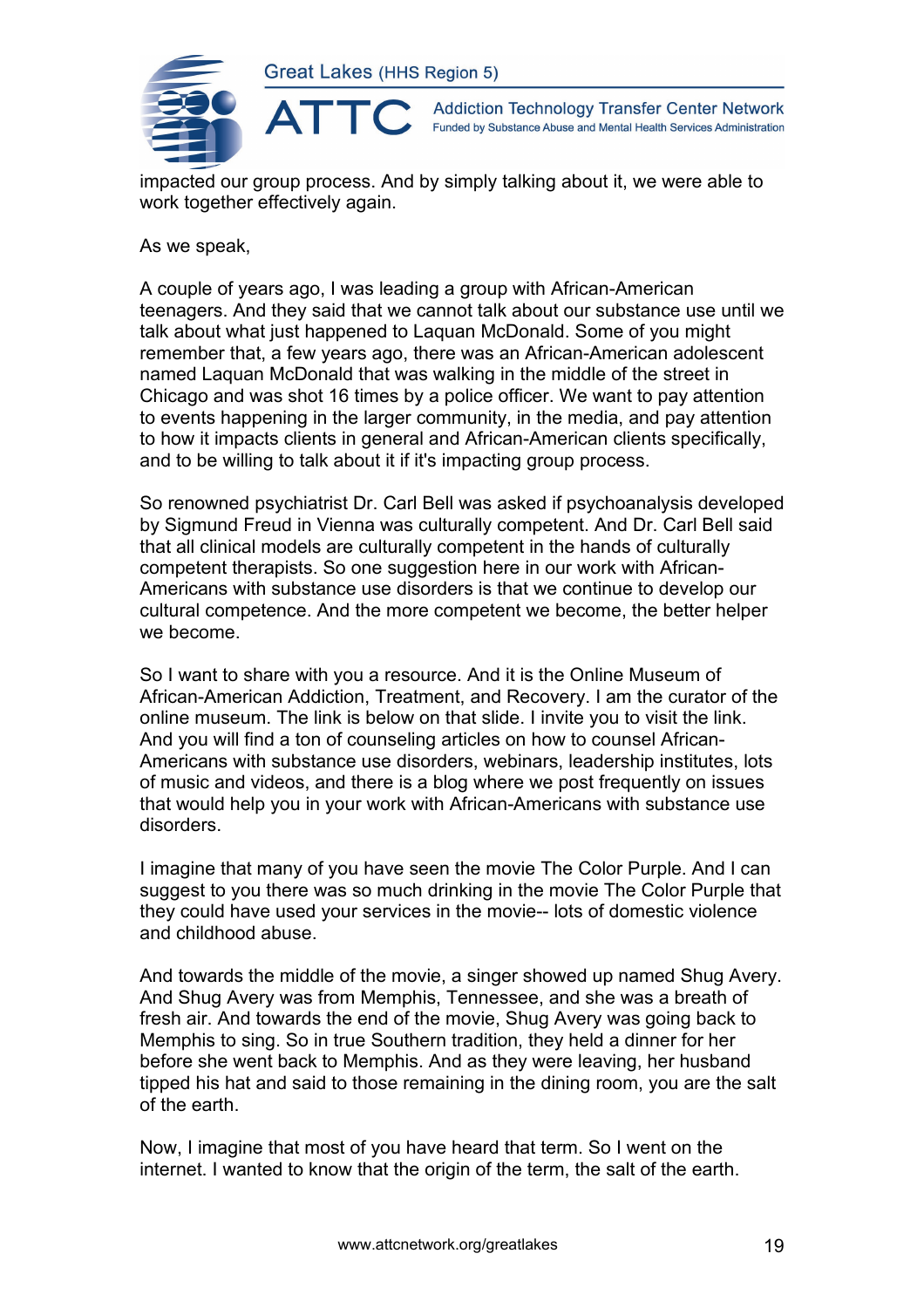impacted our group process. And by simply talking about it, we were able to work together effectively again.

As we speak,

A couple of years ago, I was leading a group with African-American teenagers. And they said that we cannot talk about our substance use until we talk about what just happened to Laquan McDonald. Some of you might remember that, a few years ago, there was an African-American adolescent named Laquan McDonald that was walking in the middle of the street in Chicago and was shot 16 times by a police officer. We want to pay attention to events happening in the larger community, in the media, and pay attention to how it impacts clients in general and African-American clients specifically, and to be willing to talk about it if it's impacting group process.

So renowned psychiatrist Dr. Carl Bell was asked if psychoanalysis developed by Sigmund Freud in Vienna was culturally competent. And Dr. Carl Bell said that all clinical models are culturally competent in the hands of culturally competent therapists. So one suggestion here in our work with African-Americans with substance use disorders is that we continue to develop our cultural competence. And the more competent we become, the better helper we become.

So I want to share with you a resource. And it is the Online Museum of African-American Addiction, Treatment, and Recovery. I am the curator of the online museum. The link is below on that slide. I invite you to visit the link. And you will find a ton of counseling articles on how to counsel African-Americans with substance use disorders, webinars, leadership institutes, lots of music and videos, and there is a blog where we post frequently on issues that would help you in your work with African-Americans with substance use disorders.

I imagine that many of you have seen the movie The Color Purple. And I can suggest to you there was so much drinking in the movie The Color Purple that they could have used your services in the movie-- lots of domestic violence and childhood abuse.

And towards the middle of the movie, a singer showed up named Shug Avery. And Shug Avery was from Memphis, Tennessee, and she was a breath of fresh air. And towards the end of the movie, Shug Avery was going back to Memphis to sing. So in true Southern tradition, they held a dinner for her before she went back to Memphis. And as they were leaving, her husband tipped his hat and said to those remaining in the dining room, you are the salt of the earth.

Now, I imagine that most of you have heard that term. So I went on the internet. I wanted to know that the origin of the term, the salt of the earth.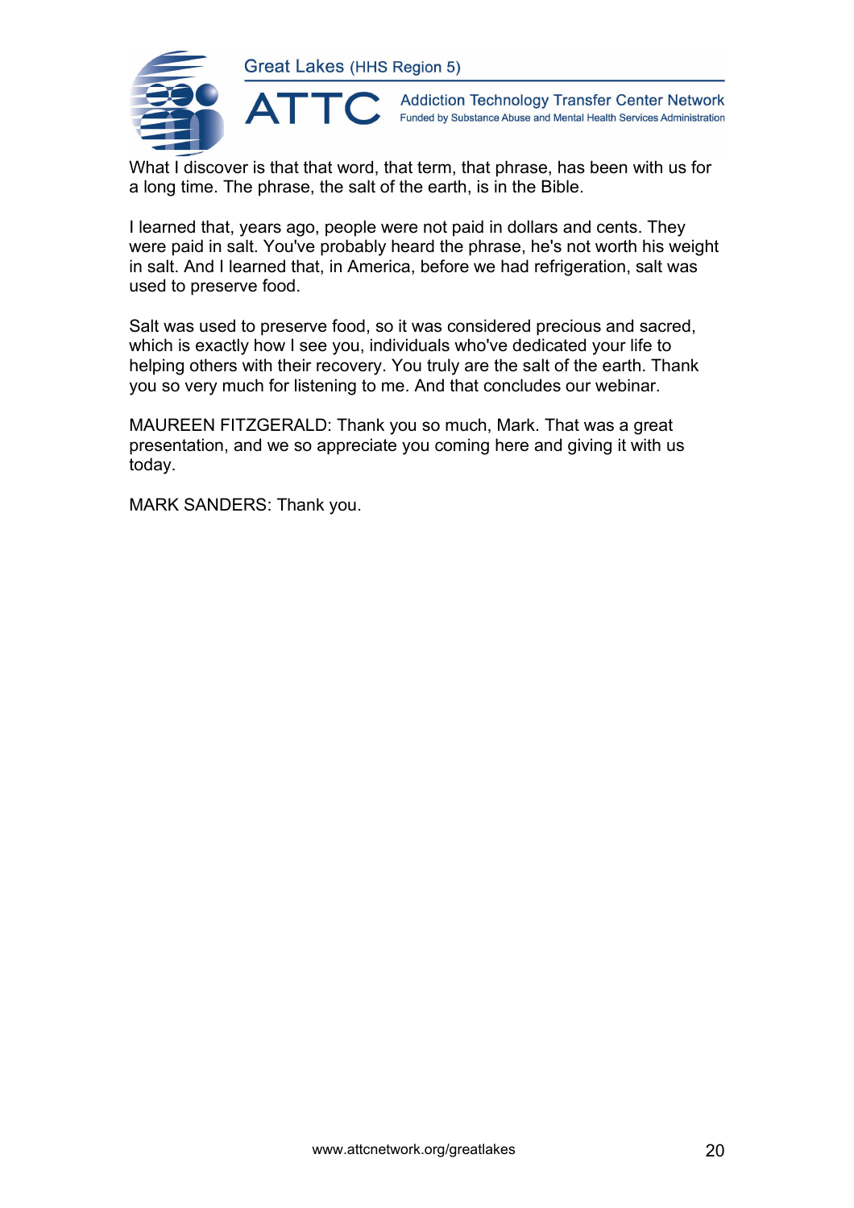What I discover is that that word, that term, that phrase, has been with us for a long time. The phrase, the salt of the earth, is in the Bible.

I learned that, years ago, people were not paid in dollars and cents. They were paid in salt. You've probably heard the phrase, he's not worth his weight in salt. And I learned that, in America, before we had refrigeration, salt was used to preserve food.

Salt was used to preserve food, so it was considered precious and sacred, which is exactly how I see you, individuals who've dedicated your life to helping others with their recovery. You truly are the salt of the earth. Thank you so very much for listening to me. And that concludes our webinar.

MAUREEN FITZGERALD: Thank you so much, Mark. That was a great presentation, and we so appreciate you coming here and giving it with us today.

MARK SANDERS: Thank you.